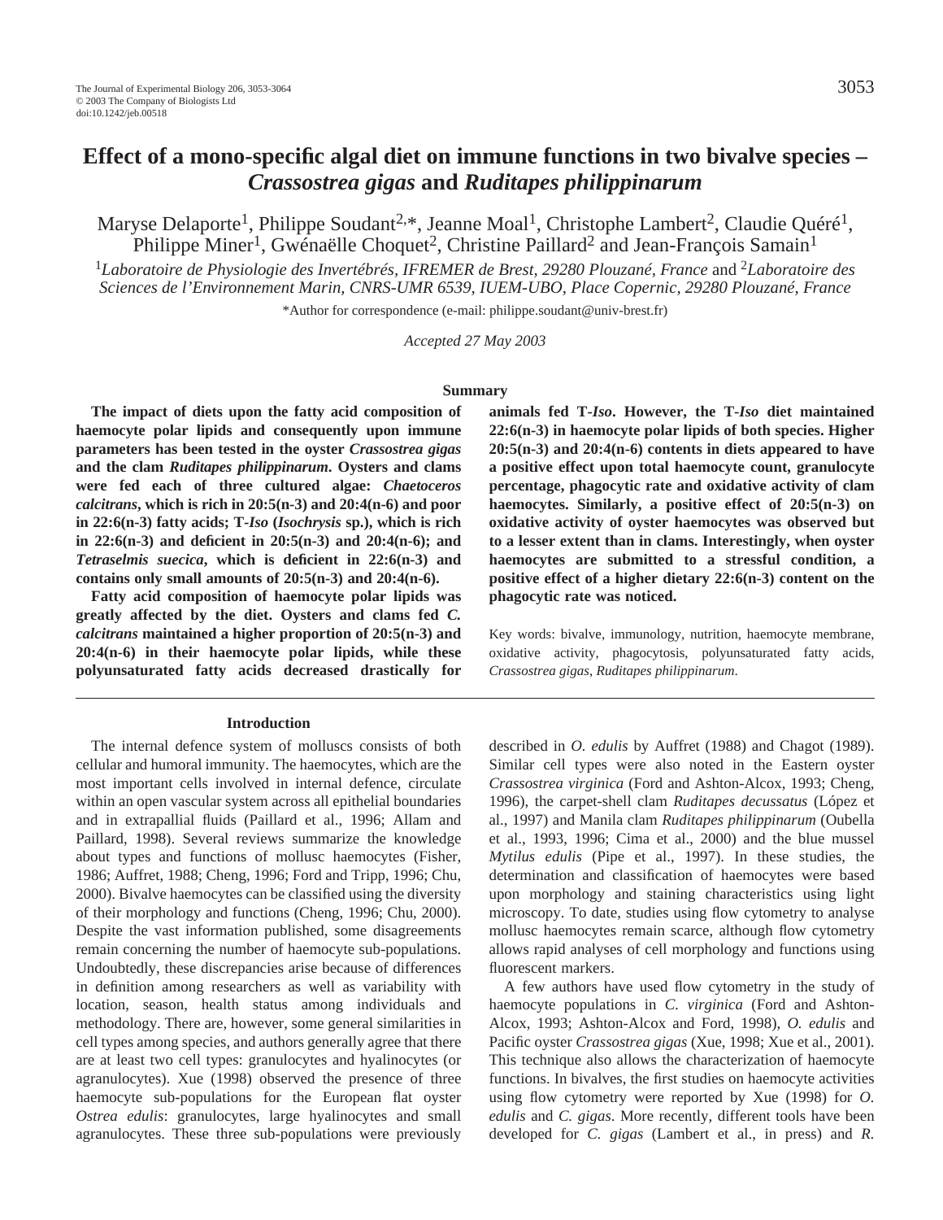# Effect of a mono-specific algal diet on immune functions in two bivalve species – *Crassostrea gigas* and *Ruditapes philippinarum*

Maryse Delaporte[1], Philippe Soudant[2,*], Jeanne Moal[1], Christophe Lambert[2], Claudie Quéré[1], Philippe Miner[1], Gwénaëlle Choquet[2], Christine Paillard[2] and Jean-François Samain[1]

[1]*Laboratoire de Physiologie des Invertébrés, IFREMER de Brest, 29280 Plouzané, France* and [2]*Laboratoire des Sciences de l'Environnement Marin, CNRS-UMR 6539, IUEM-UBO, Place Copernic, 29280 Plouzané, France*

*Author for correspondence (e-mail: philippe.soudant@univ-brest.fr)

*Accepted 27 May 2003*

## Summary

**The impact of diets upon the fatty acid composition of haemocyte polar lipids and consequently upon immune parameters has been tested in the oyster *Crassostrea gigas* and the clam *Ruditapes philippinarum*. Oysters and clams were fed each of three cultured algae: *Chaetoceros calcitrans*, which is rich in 20:5(n-3) and 20:4(n-6) and poor in 22:6(n-3) fatty acids; T-*Iso* (*Isochrysis* sp.), which is rich in 22:6(n-3) and deficient in 20:5(n-3) and 20:4(n-6); and *Tetraselmis suecica*, which is deficient in 22:6(n-3) and contains only small amounts of 20:5(n-3) and 20:4(n-6).**

**Fatty acid composition of haemocyte polar lipids was greatly affected by the diet. Oysters and clams fed *C. calcitrans* maintained a higher proportion of 20:5(n-3) and 20:4(n-6) in their haemocyte polar lipids, while these polyunsaturated fatty acids decreased drastically for animals fed T-*Iso*. However, the T-*Iso* diet maintained 22:6(n-3) in haemocyte polar lipids of both species. Higher 20:5(n-3) and 20:4(n-6) contents in diets appeared to have a positive effect upon total haemocyte count, granulocyte percentage, phagocytic rate and oxidative activity of clam haemocytes. Similarly, a positive effect of 20:5(n-3) on oxidative activity of oyster haemocytes was observed but to a lesser extent than in clams. Interestingly, when oyster haemocytes are submitted to a stressful condition, a positive effect of a higher dietary 22:6(n-3) content on the phagocytic rate was noticed.**

Key words: bivalve, immunology, nutrition, haemocyte membrane, oxidative activity, phagocytosis, polyunsaturated fatty acids, *Crassostrea gigas*, *Ruditapes philippinarum*.

## Introduction

The internal defence system of molluscs consists of both cellular and humoral immunity. The haemocytes, which are the most important cells involved in internal defence, circulate within an open vascular system across all epithelial boundaries and in extrapallial fluids (Paillard et al., 1996; Allam and Paillard, 1998). Several reviews summarize the knowledge about types and functions of mollusc haemocytes (Fisher, 1986; Auffret, 1988; Cheng, 1996; Ford and Tripp, 1996; Chu, 2000). Bivalve haemocytes can be classified using the diversity of their morphology and functions (Cheng, 1996; Chu, 2000). Despite the vast information published, some disagreements remain concerning the number of haemocyte sub-populations. Undoubtedly, these discrepancies arise because of differences in definition among researchers as well as variability with location, season, health status among individuals and methodology. There are, however, some general similarities in cell types among species, and authors generally agree that there are at least two cell types: granulocytes and hyalinocytes (or agranulocytes). Xue (1998) observed the presence of three haemocyte sub-populations for the European flat oyster *Ostrea edulis*: granulocytes, large hyalinocytes and small agranulocytes. These three sub-populations were previously described in *O. edulis* by Auffret (1988) and Chagot (1989). Similar cell types were also noted in the Eastern oyster *Crassostrea virginica* (Ford and Ashton-Alcox, 1993; Cheng, 1996), the carpet-shell clam *Ruditapes decussatus* (López et al., 1997) and Manila clam *Ruditapes philippinarum* (Oubella et al., 1993, 1996; Cima et al., 2000) and the blue mussel *Mytilus edulis* (Pipe et al., 1997). In these studies, the determination and classification of haemocytes were based upon morphology and staining characteristics using light microscopy. To date, studies using flow cytometry to analyse mollusc haemocytes remain scarce, although flow cytometry allows rapid analyses of cell morphology and functions using fluorescent markers.

A few authors have used flow cytometry in the study of haemocyte populations in *C. virginica* (Ford and Ashton-Alcox, 1993; Ashton-Alcox and Ford, 1998), *O. edulis* and Pacific oyster *Crassostrea gigas* (Xue, 1998; Xue et al., 2001). This technique also allows the characterization of haemocyte functions. In bivalves, the first studies on haemocyte activities using flow cytometry were reported by Xue (1998) for *O. edulis* and *C. gigas*. More recently, different tools have been developed for *C. gigas* (Lambert et al., in press) and *R.*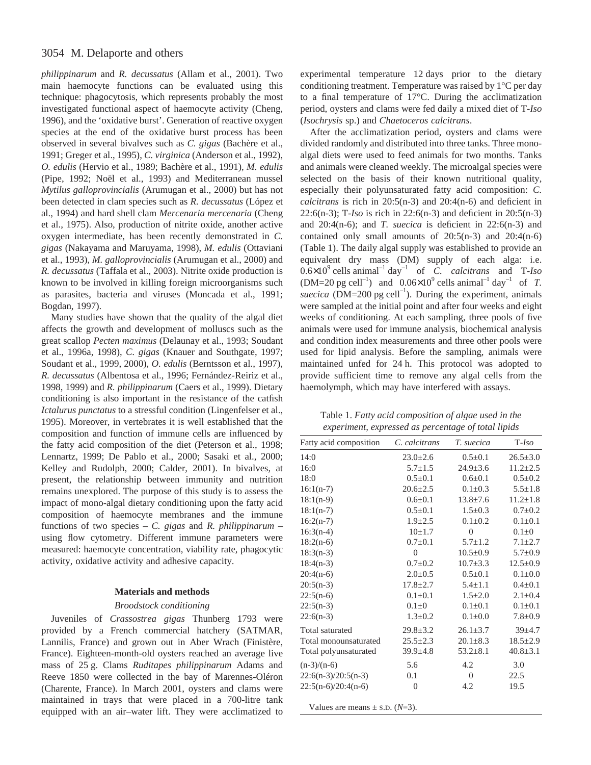*philippinarum* and *R. decussatus* (Allam et al., 2001). Two main haemocyte functions can be evaluated using this technique: phagocytosis, which represents probably the most investigated functional aspect of haemocyte activity (Cheng, 1996), and the 'oxidative burst'. Generation of reactive oxygen species at the end of the oxidative burst process has been observed in several bivalves such as *C. gigas* (Bachère et al., 1991; Greger et al., 1995), *C. virginica* (Anderson et al., 1992), *O. edulis* (Hervio et al., 1989; Bachère et al., 1991), *M. edulis* (Pipe, 1992; Noël et al., 1993) and Mediterranean mussel *Mytilus galloprovincialis* (Arumugan et al., 2000) but has not been detected in clam species such as *R. decussatus* (López et al., 1994) and hard shell clam *Mercenaria mercenaria* (Cheng et al., 1975). Also, production of nitrite oxide, another active oxygen intermediate, has been recently demonstrated in *C. gigas* (Nakayama and Maruyama, 1998), *M. edulis* (Ottaviani et al., 1993), *M. galloprovincialis* (Arumugan et al., 2000) and *R. decussatus* (Taffala et al., 2003). Nitrite oxide production is known to be involved in killing foreign microorganisms such as parasites, bacteria and viruses (Moncada et al., 1991; Bogdan, 1997).

Many studies have shown that the quality of the algal diet affects the growth and development of molluscs such as the great scallop *Pecten maximus* (Delaunay et al., 1993; Soudant et al., 1996a, 1998), *C. gigas* (Knauer and Southgate, 1997; Soudant et al., 1999, 2000), *O. edulis* (Berntsson et al., 1997), *R. decussatus* (Albentosa et al., 1996; Fernández-Reiriz et al., 1998, 1999) and *R. philippinarum* (Caers et al., 1999). Dietary conditioning is also important in the resistance of the catfish *Ictalurus punctatus* to a stressful condition (Lingenfelser et al., 1995). Moreover, in vertebrates it is well established that the composition and function of immune cells are influenced by the fatty acid composition of the diet (Peterson et al., 1998; Lennartz, 1999; De Pablo et al., 2000; Sasaki et al., 2000; Kelley and Rudolph, 2000; Calder, 2001). In bivalves, at present, the relationship between immunity and nutrition remains unexplored. The purpose of this study is to assess the impact of mono-algal dietary conditioning upon the fatty acid composition of haemocyte membranes and the immune functions of two species – *C. gigas* and *R. philippinarum* – using flow cytometry. Different immune parameters were measured: haemocyte concentration, viability rate, phagocytic activity, oxidative activity and adhesive capacity.

## Materials and methods

### *Broodstock conditioning*

Juveniles of *Crassostrea gigas* Thunberg 1793 were provided by a French commercial hatchery (SATMAR, Lannilis, France) and grown out in Aber Wrach (Finistère, France). Eighteen-month-old oysters reached an average live mass of 25 g. Clams *Ruditapes philippinarum* Adams and Reeve 1850 were collected in the bay of Marennes-Oléron (Charente, France). In March 2001, oysters and clams were maintained in trays that were placed in a 700-litre tank equipped with an air–water lift. They were acclimatized to experimental temperature 12 days prior to the dietary conditioning treatment. Temperature was raised by 1°C per day to a final temperature of 17°C. During the acclimatization period, oysters and clams were fed daily a mixed diet of T-*Iso* (*Isochrysis* sp.) and *Chaetoceros calcitrans*.

After the acclimatization period, oysters and clams were divided randomly and distributed into three tanks. Three mono-algal diets were used to feed animals for two months. Tanks and animals were cleaned weekly. The microalgal species were selected on the basis of their known nutritional quality, especially their polyunsaturated fatty acid composition: *C. calcitrans* is rich in 20:5(n-3) and 20:4(n-6) and deficient in 22:6(n-3); T-*Iso* is rich in 22:6(n-3) and deficient in 20:5(n-3) and 20:4(n-6); and *T. suecica* is deficient in 22:6(n-3) and contained only small amounts of 20:5(n-3) and 20:4(n-6) (Table 1). The daily algal supply was established to provide an equivalent dry mass (DM) supply of each alga: i.e. $0.6\times10^9$ cells animal$^{-1}$ day$^{-1}$ of *C. calcitrans* and T-*Iso* (DM=20 pg cell$^{-1}$) and $0.06\times10^9$ cells animal$^{-1}$ day$^{-1}$ of *T. suecica* (DM=200 pg cell$^{-1}$). During the experiment, animals were sampled at the initial point and after four weeks and eight weeks of conditioning. At each sampling, three pools of five animals were used for immune analysis, biochemical analysis and condition index measurements and three other pools were used for lipid analysis. Before the sampling, animals were maintained unfed for 24 h. This protocol was adopted to provide sufficient time to remove any algal cells from the haemolymph, which may have interfered with assays.

Table 1. *Fatty acid composition of algae used in the experiment, expressed as percentage of total lipids*

| Fatty acid composition | *C. calcitrans* | *T. suecica* | T-*Iso* |
|---|---|---|---|
| 14:0 | 23.0±2.6 | 0.5±0.1 | 26.5±3.0 |
| 16:0 | 5.7±1.5 | 24.9±3.6 | 11.2±2.5 |
| 18:0 | 0.5±0.1 | 0.6±0.1 | 0.5±0.2 |
| 16:1(n-7) | 20.6±2.5 | 0.1±0.3 | 5.5±1.8 |
| 18:1(n-9) | 0.6±0.1 | 13.8±7.6 | 11.2±1.8 |
| 18:1(n-7) | 0.5±0.1 | 1.5±0.3 | 0.7±0.2 |
| 16:2(n-7) | 1.9±2.5 | 0.1±0.2 | 0.1±0.1 |
| 16:3(n-4) | 10±1.7 | 0 | 0.1±0 |
| 18:2(n-6) | 0.7±0.1 | 5.7±1.2 | 7.1±2.7 |
| 18:3(n-3) | 0 | 10.5±0.9 | 5.7±0.9 |
| 18:4(n-3) | 0.7±0.2 | 10.7±3.3 | 12.5±0.9 |
| 20:4(n-6) | 2.0±0.5 | 0.5±0.1 | 0.1±0.0 |
| 20:5(n-3) | 17.8±2.7 | 5.4±1.1 | 0.4±0.1 |
| 22:5(n-6) | 0.1±0.1 | 1.5±2.0 | 2.1±0.4 |
| 22:5(n-3) | 0.1±0 | 0.1±0.1 | 0.1±0.1 |
| 22:6(n-3) | 1.3±0.2 | 0.1±0.0 | 7.8±0.9 |
| Total saturated | 29.8±3.2 | 26.1±3.7 | 39±4.7 |
| Total monounsaturated | 25.5±2.3 | 20.1±8.3 | 18.5±2.9 |
| Total polyunsaturated | 39.9±4.8 | 53.2±8.1 | 40.8±3.1 |
| (n-3)/(n-6) | 5.6 | 4.2 | 3.0 |
| 22:6(n-3)/20:5(n-3) | 0.1 | 0 | 22.5 |
| 22:5(n-6)/20:4(n-6) | 0 | 4.2 | 19.5 |

Values are means ± S.D. (*N*=3).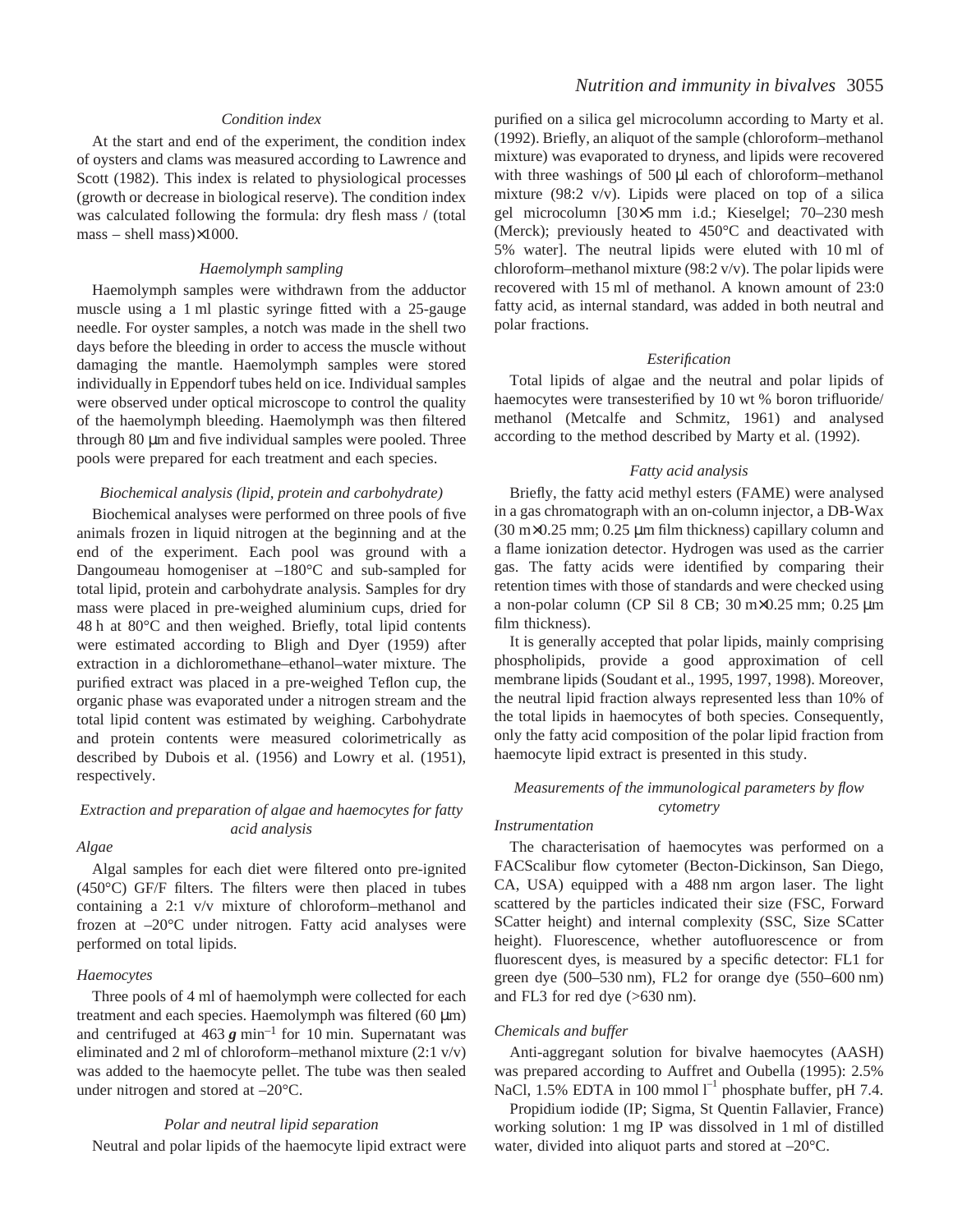### *Condition index*

At the start and end of the experiment, the condition index of oysters and clams was measured according to Lawrence and Scott (1982). This index is related to physiological processes (growth or decrease in biological reserve). The condition index was calculated following the formula: dry flesh mass / (total mass – shell mass)×1000.

### *Haemolymph sampling*

Haemolymph samples were withdrawn from the adductor muscle using a 1 ml plastic syringe fitted with a 25-gauge needle. For oyster samples, a notch was made in the shell two days before the bleeding in order to access the muscle without damaging the mantle. Haemolymph samples were stored individually in Eppendorf tubes held on ice. Individual samples were observed under optical microscope to control the quality of the haemolymph bleeding. Haemolymph was then filtered through 80 μm and five individual samples were pooled. Three pools were prepared for each treatment and each species.

### *Biochemical analysis (lipid, protein and carbohydrate)*

Biochemical analyses were performed on three pools of five animals frozen in liquid nitrogen at the beginning and at the end of the experiment. Each pool was ground with a Dangoumeau homogeniser at –180°C and sub-sampled for total lipid, protein and carbohydrate analysis. Samples for dry mass were placed in pre-weighed aluminium cups, dried for 48 h at 80°C and then weighed. Briefly, total lipid contents were estimated according to Bligh and Dyer (1959) after extraction in a dichloromethane–ethanol–water mixture. The purified extract was placed in a pre-weighed Teflon cup, the organic phase was evaporated under a nitrogen stream and the total lipid content was estimated by weighing. Carbohydrate and protein contents were measured colorimetrically as described by Dubois et al. (1956) and Lowry et al. (1951), respectively.

### *Extraction and preparation of algae and haemocytes for fatty acid analysis*

*Algae*

Algal samples for each diet were filtered onto pre-ignited (450°C) GF/F filters. The filters were then placed in tubes containing a 2:1 v/v mixture of chloroform–methanol and frozen at –20°C under nitrogen. Fatty acid analyses were performed on total lipids.

*Haemocytes*

Three pools of 4 ml of haemolymph were collected for each treatment and each species. Haemolymph was filtered (60 μm) and centrifuged at 463 ***g*** $\text{min}^{-1}$ for 10 min. Supernatant was eliminated and 2 ml of chloroform–methanol mixture (2:1 v/v) was added to the haemocyte pellet. The tube was then sealed under nitrogen and stored at –20°C.

### *Polar and neutral lipid separation*

Neutral and polar lipids of the haemocyte lipid extract were purified on a silica gel microcolumn according to Marty et al. (1992). Briefly, an aliquot of the sample (chloroform–methanol mixture) was evaporated to dryness, and lipids were recovered with three washings of 500 μl each of chloroform–methanol mixture (98:2 v/v). Lipids were placed on top of a silica gel microcolumn [30×5 mm i.d.; Kieselgel; 70–230 mesh (Merck); previously heated to 450°C and deactivated with 5% water]. The neutral lipids were eluted with 10 ml of chloroform–methanol mixture (98:2 v/v). The polar lipids were recovered with 15 ml of methanol. A known amount of 23:0 fatty acid, as internal standard, was added in both neutral and polar fractions.

### *Esterification*

Total lipids of algae and the neutral and polar lipids of haemocytes were transesterified by 10 wt % boron trifluoride/methanol (Metcalfe and Schmitz, 1961) and analysed according to the method described by Marty et al. (1992).

### *Fatty acid analysis*

Briefly, the fatty acid methyl esters (FAME) were analysed in a gas chromatograph with an on-column injector, a DB-Wax (30 m×0.25 mm; 0.25 μm film thickness) capillary column and a flame ionization detector. Hydrogen was used as the carrier gas. The fatty acids were identified by comparing their retention times with those of standards and were checked using a non-polar column (CP Sil 8 CB; 30 m×0.25 mm; 0.25 μm film thickness).

It is generally accepted that polar lipids, mainly comprising phospholipids, provide a good approximation of cell membrane lipids (Soudant et al., 1995, 1997, 1998). Moreover, the neutral lipid fraction always represented less than 10% of the total lipids in haemocytes of both species. Consequently, only the fatty acid composition of the polar lipid fraction from haemocyte lipid extract is presented in this study.

### *Measurements of the immunological parameters by flow cytometry*

*Instrumentation*

The characterisation of haemocytes was performed on a FACScalibur flow cytometer (Becton-Dickinson, San Diego, CA, USA) equipped with a 488 nm argon laser. The light scattered by the particles indicated their size (FSC, Forward SCatter height) and internal complexity (SSC, Size SCatter height). Fluorescence, whether autofluorescence or from fluorescent dyes, is measured by a specific detector: FL1 for green dye (500–530 nm), FL2 for orange dye (550–600 nm) and FL3 for red dye (>630 nm).

*Chemicals and buffer*

Anti-aggregant solution for bivalve haemocytes (AASH) was prepared according to Auffret and Oubella (1995): 2.5% NaCl, 1.5% EDTA in 100 mmol $\text{l}^{-1}$ phosphate buffer, pH 7.4.

Propidium iodide (IP; Sigma, St Quentin Fallavier, France) working solution: 1 mg IP was dissolved in 1 ml of distilled water, divided into aliquot parts and stored at –20°C.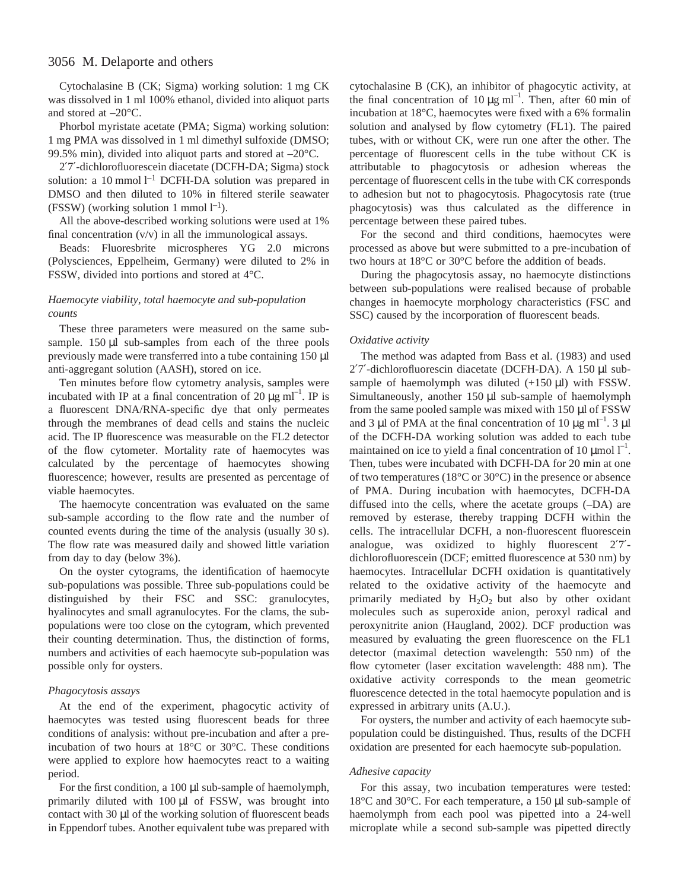Cytochalasine B (CK; Sigma) working solution: 1 mg CK was dissolved in 1 ml 100% ethanol, divided into aliquot parts and stored at –20°C.

Phorbol myristate acetate (PMA; Sigma) working solution: 1 mg PMA was dissolved in 1 ml dimethyl sulfoxide (DMSO; 99.5% min), divided into aliquot parts and stored at –20°C.

2′7′-dichlorofluorescein diacetate (DCFH-DA; Sigma) stock solution: a 10 mmol $l^{-1}$ DCFH-DA solution was prepared in DMSO and then diluted to 10% in filtered sterile seawater (FSSW) (working solution 1 mmol $l^{-1}$).

All the above-described working solutions were used at 1% final concentration (v/v) in all the immunological assays.

Beads: Fluoresbrite microspheres YG 2.0 microns (Polysciences, Eppelheim, Germany) were diluted to 2% in FSSW, divided into portions and stored at 4°C.

### *Haemocyte viability, total haemocyte and sub-population counts*

These three parameters were measured on the same sub-sample. 150 μl sub-samples from each of the three pools previously made were transferred into a tube containing 150 μl anti-aggregant solution (AASH), stored on ice.

Ten minutes before flow cytometry analysis, samples were incubated with IP at a final concentration of 20 μg $ml^{-1}$. IP is a fluorescent DNA/RNA-specific dye that only permeates through the membranes of dead cells and stains the nucleic acid. The IP fluorescence was measurable on the FL2 detector of the flow cytometer. Mortality rate of haemocytes was calculated by the percentage of haemocytes showing fluorescence; however, results are presented as percentage of viable haemocytes.

The haemocyte concentration was evaluated on the same sub-sample according to the flow rate and the number of counted events during the time of the analysis (usually 30 s). The flow rate was measured daily and showed little variation from day to day (below 3%).

On the oyster cytograms, the identification of haemocyte sub-populations was possible. Three sub-populations could be distinguished by their FSC and SSC: granulocytes, hyalinocytes and small agranulocytes. For the clams, the sub-populations were too close on the cytogram, which prevented their counting determination. Thus, the distinction of forms, numbers and activities of each haemocyte sub-population was possible only for oysters.

### *Phagocytosis assays*

At the end of the experiment, phagocytic activity of haemocytes was tested using fluorescent beads for three conditions of analysis: without pre-incubation and after a pre-incubation of two hours at 18°C or 30°C. These conditions were applied to explore how haemocytes react to a waiting period.

For the first condition, a 100 μl sub-sample of haemolymph, primarily diluted with 100 μl of FSSW, was brought into contact with 30 μl of the working solution of fluorescent beads in Eppendorf tubes. Another equivalent tube was prepared with cytochalasine B (CK), an inhibitor of phagocytic activity, at the final concentration of 10 μg $ml^{-1}$. Then, after 60 min of incubation at 18°C, haemocytes were fixed with a 6% formalin solution and analysed by flow cytometry (FL1). The paired tubes, with or without CK, were run one after the other. The percentage of fluorescent cells in the tube without CK is attributable to phagocytosis or adhesion whereas the percentage of fluorescent cells in the tube with CK corresponds to adhesion but not to phagocytosis. Phagocytosis rate (true phagocytosis) was thus calculated as the difference in percentage between these paired tubes.

For the second and third conditions, haemocytes were processed as above but were submitted to a pre-incubation of two hours at 18°C or 30°C before the addition of beads.

During the phagocytosis assay, no haemocyte distinctions between sub-populations were realised because of probable changes in haemocyte morphology characteristics (FSC and SSC) caused by the incorporation of fluorescent beads.

### *Oxidative activity*

The method was adapted from Bass et al. (1983) and used 2′7′-dichlorofluorescein diacetate (DCFH-DA). A 150 μl sub-sample of haemolymph were diluted (+150 μl) with FSSW. Simultaneously, another 150 μl sub-sample of haemolymph from the same pooled sample was mixed with 150 μl of FSSW and 3 μl of PMA at the final concentration of 10 μg $ml^{-1}$. 3 μl of the DCFH-DA working solution was added to each tube maintained on ice to yield a final concentration of 10 μmol $l^{-1}$. Then, tubes were incubated with DCFH-DA for 20 min at one of two temperatures (18°C or 30°C) in the presence or absence of PMA. During incubation with haemocytes, DCFH-DA diffused into the cells, where the acetate groups (–DA) are removed by esterase, thereby trapping DCFH within the cells. The intracellular DCFH, a non-fluorescent fluorescein analogue, was oxidized to highly fluorescent 2′7′-dichlorofluorescein (DCF; emitted fluorescence at 530 nm) by haemocytes. Intracellular DCFH oxidation is quantitatively related to the oxidative activity of the haemocyte and primarily mediated by $H_2O_2$ but also by other oxidant molecules such as superoxide anion, peroxyl radical and peroxynitrite anion (Haugland, 2002). DCF production was measured by evaluating the green fluorescence on the FL1 detector (maximal detection wavelength: 550 nm) of the flow cytometer (laser excitation wavelength: 488 nm). The oxidative activity corresponds to the mean geometric fluorescence detected in the total haemocyte population and is expressed in arbitrary units (A.U.).

For oysters, the number and activity of each haemocyte sub-population could be distinguished. Thus, results of the DCFH oxidation are presented for each haemocyte sub-population.

### *Adhesive capacity*

For this assay, two incubation temperatures were tested: 18°C and 30°C. For each temperature, a 150 μl sub-sample of haemolymph from each pool was pipetted into a 24-well microplate while a second sub-sample was pipetted directly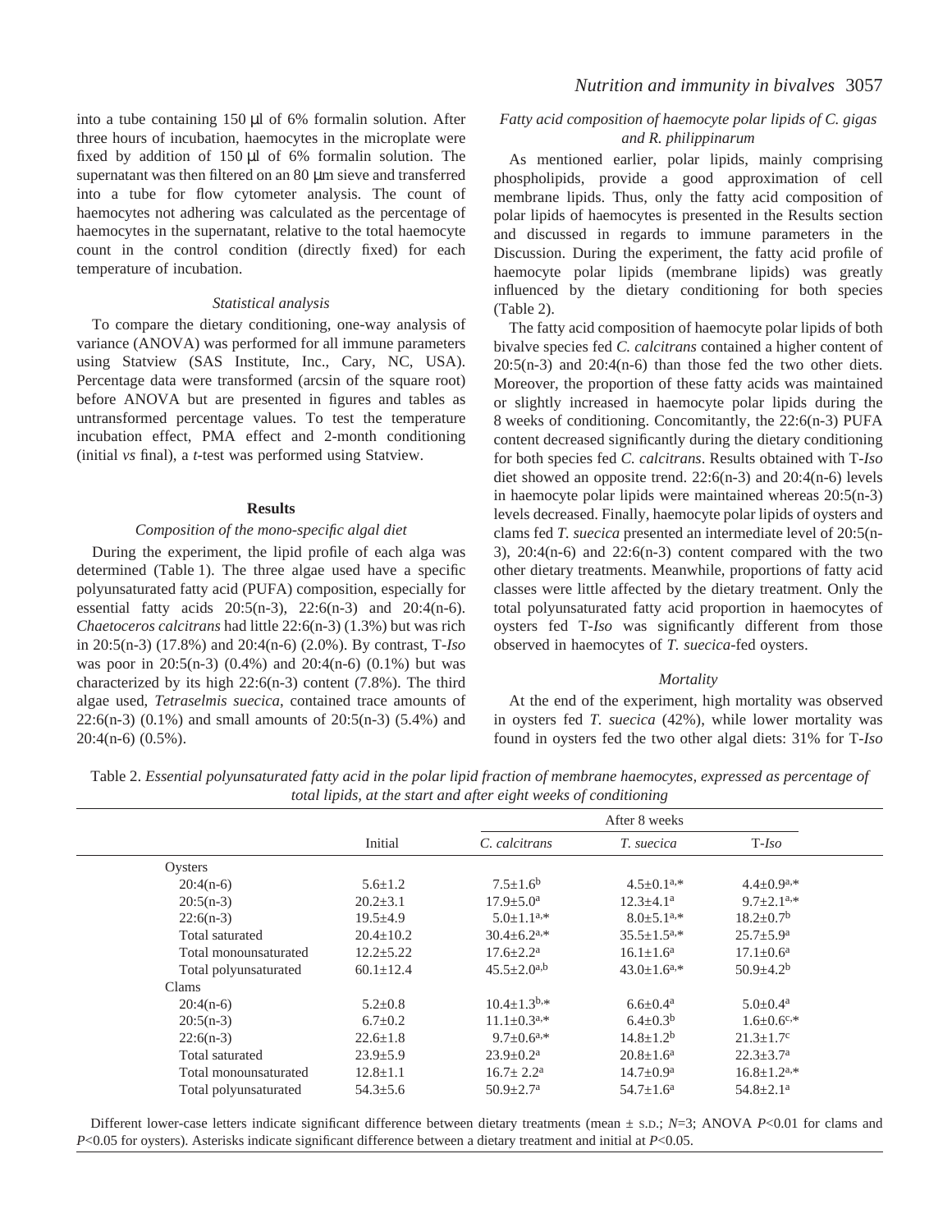into a tube containing 150 μl of 6% formalin solution. After three hours of incubation, haemocytes in the microplate were fixed by addition of 150 μl of 6% formalin solution. The supernatant was then filtered on an 80 μm sieve and transferred into a tube for flow cytometer analysis. The count of haemocytes not adhering was calculated as the percentage of haemocytes in the supernatant, relative to the total haemocyte count in the control condition (directly fixed) for each temperature of incubation.

### *Statistical analysis*

To compare the dietary conditioning, one-way analysis of variance (ANOVA) was performed for all immune parameters using Statview (SAS Institute, Inc., Cary, NC, USA). Percentage data were transformed (arcsin of the square root) before ANOVA but are presented in figures and tables as untransformed percentage values. To test the temperature incubation effect, PMA effect and 2-month conditioning (initial *vs* final), a *t*-test was performed using Statview.

## Results

### *Composition of the mono-specific algal diet*

During the experiment, the lipid profile of each alga was determined (Table 1). The three algae used have a specific polyunsaturated fatty acid (PUFA) composition, especially for essential fatty acids 20:5(n-3), 22:6(n-3) and 20:4(n-6). *Chaetoceros calcitrans* had little 22:6(n-3) (1.3%) but was rich in 20:5(n-3) (17.8%) and 20:4(n-6) (2.0%). By contrast, T-*Iso* was poor in 20:5(n-3) (0.4%) and 20:4(n-6) (0.1%) but was characterized by its high 22:6(n-3) content (7.8%). The third algae used, *Tetraselmis suecica*, contained trace amounts of 22:6(n-3) (0.1%) and small amounts of 20:5(n-3) (5.4%) and 20:4(n-6) (0.5%).

### *Fatty acid composition of haemocyte polar lipids of C. gigas and R. philippinarum*

As mentioned earlier, polar lipids, mainly comprising phospholipids, provide a good approximation of cell membrane lipids. Thus, only the fatty acid composition of polar lipids of haemocytes is presented in the Results section and discussed in regards to immune parameters in the Discussion. During the experiment, the fatty acid profile of haemocyte polar lipids (membrane lipids) was greatly influenced by the dietary conditioning for both species (Table 2).

The fatty acid composition of haemocyte polar lipids of both bivalve species fed *C. calcitrans* contained a higher content of 20:5(n-3) and 20:4(n-6) than those fed the two other diets. Moreover, the proportion of these fatty acids was maintained or slightly increased in haemocyte polar lipids during the 8 weeks of conditioning. Concomitantly, the 22:6(n-3) PUFA content decreased significantly during the dietary conditioning for both species fed *C. calcitrans*. Results obtained with T-*Iso* diet showed an opposite trend. 22:6(n-3) and 20:4(n-6) levels in haemocyte polar lipids were maintained whereas 20:5(n-3) levels decreased. Finally, haemocyte polar lipids of oysters and clams fed *T. suecica* presented an intermediate level of 20:5(n-3), 20:4(n-6) and 22:6(n-3) content compared with the two other dietary treatments. Meanwhile, proportions of fatty acid classes were little affected by the dietary treatment. Only the total polyunsaturated fatty acid proportion in haemocytes of oysters fed T-*Iso* was significantly different from those observed in haemocytes of *T. suecica*-fed oysters.

### *Mortality*

At the end of the experiment, high mortality was observed in oysters fed *T. suecica* (42%), while lower mortality was found in oysters fed the two other algal diets: 31% for T-*Iso*

Table 2. *Essential polyunsaturated fatty acid in the polar lipid fraction of membrane haemocytes, expressed as percentage of total lipids, at the start and after eight weeks of conditioning*

| | | After 8 weeks | | |
|---|---|---|---|---|
| | Initial | *C. calcitrans* | *T. suecica* | T-*Iso* |
| Oysters | | | | |
| 20:4(n-6) | 5.6±1.2 | 7.5±1.6[b] | 4.5±0.1[a,*] | 4.4±0.9[a,*] |
| 20:5(n-3) | 20.2±3.1 | 17.9±5.0[a] | 12.3±4.1[a] | 9.7±2.1[a,*] |
| 22:6(n-3) | 19.5±4.9 | 5.0±1.1[a,*] | 8.0±5.1[a,*] | 18.2±0.7[b] |
| Total saturated | 20.4±10.2 | 30.4±6.2[a,*] | 35.5±1.5[a,*] | 25.7±5.9[a] |
| Total monounsaturated | 12.2±5.22 | 17.6±2.2[a] | 16.1±1.6[a] | 17.1±0.6[a] |
| Total polyunsaturated | 60.1±12.4 | 45.5±2.0[a,b] | 43.0±1.6[a,*] | 50.9±4.2[b] |
| Clams | | | | |
| 20:4(n-6) | 5.2±0.8 | 10.4±1.3[b,*] | 6.6±0.4[a] | 5.0±0.4[a] |
| 20:5(n-3) | 6.7±0.2 | 11.1±0.3[a,*] | 6.4±0.3[b] | 1.6±0.6[c,*] |
| 22:6(n-3) | 22.6±1.8 | 9.7±0.6[a,*] | 14.8±1.2[b] | 21.3±1.7[c] |
| Total saturated | 23.9±5.9 | 23.9±0.2[a] | 20.8±1.6[a] | 22.3±3.7[a] |
| Total monounsaturated | 12.8±1.1 | 16.7± 2.2[a] | 14.7±0.9[a] | 16.8±1.2[a,*] |
| Total polyunsaturated | 54.3±5.6 | 50.9±2.7[a] | 54.7±1.6[a] | 54.8±2.1[a] |

Different lower-case letters indicate significant difference between dietary treatments (mean ± S.D.; *N*=3; ANOVA $P<0.01$ for clams and $P<0.05$ for oysters). Asterisks indicate significant difference between a dietary treatment and initial at $P<0.05$.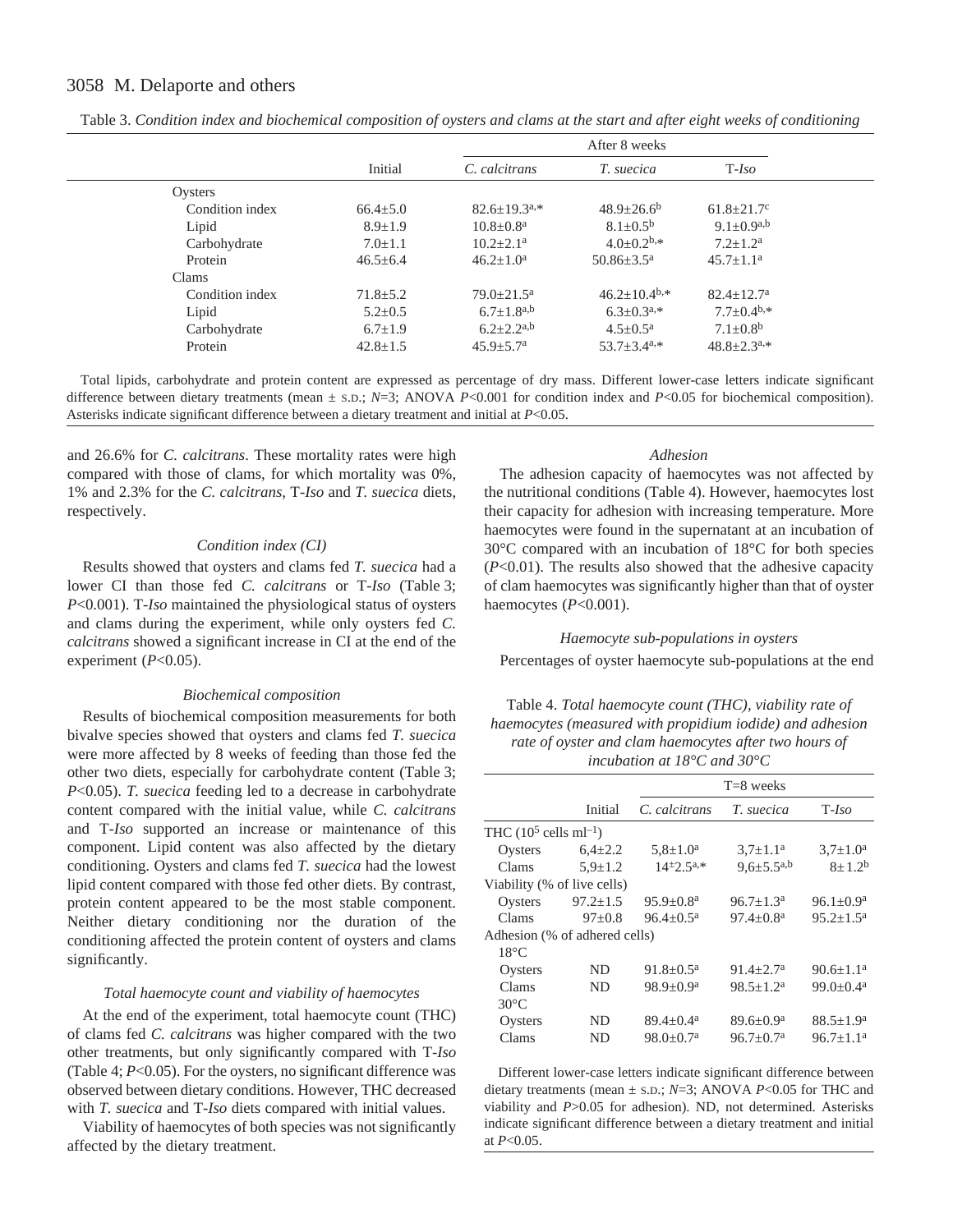Table 3. *Condition index and biochemical composition of oysters and clams at the start and after eight weeks of conditioning*

| | Initial | After 8 weeks | | |
|---|---|---|---|---|
| | | *C. calcitrans* | *T. suecica* | T-*Iso* |
| Oysters | | | | |
| Condition index | 66.4±5.0 | 82.6±19.3[a,*] | 48.9±26.6[b] | 61.8±21.7[c] |
| Lipid | 8.9±1.9 | 10.8±0.8[a] | 8.1±0.5[b] | 9.1±0.9[a,b] |
| Carbohydrate | 7.0±1.1 | 10.2±2.1[a] | 4.0±0.2[b,*] | 7.2±1.2[a] |
| Protein | 46.5±6.4 | 46.2±1.0[a] | 50.86±3.5[a] | 45.7±1.1[a] |
| Clams | | | | |
| Condition index | 71.8±5.2 | 79.0±21.5[a] | 46.2±10.4[b,*] | 82.4±12.7[a] |
| Lipid | 5.2±0.5 | 6.7±1.8[a,b] | 6.3±0.3[a,*] | 7.7±0.4[b,*] |
| Carbohydrate | 6.7±1.9 | 6.2±2.2[a,b] | 4.5±0.5[a] | 7.1±0.8[b] |
| Protein | 42.8±1.5 | 45.9±5.7[a] | 53.7±3.4[a,*] | 48.8±2.3[a,*] |

Total lipids, carbohydrate and protein content are expressed as percentage of dry mass. Different lower-case letters indicate significant difference between dietary treatments (mean ± S.D.; $N$=3; ANOVA $P$<0.001 for condition index and $P$<0.05 for biochemical composition). Asterisks indicate significant difference between a dietary treatment and initial at $P$<0.05.

and 26.6% for *C. calcitrans*. These mortality rates were high compared with those of clams, for which mortality was 0%, 1% and 2.3% for the *C. calcitrans*, T-*Iso* and *T. suecica* diets, respectively.

### *Condition index (CI)*

Results showed that oysters and clams fed *T. suecica* had a lower CI than those fed *C. calcitrans* or T-*Iso* (Table 3; $P$<0.001). T-*Iso* maintained the physiological status of oysters and clams during the experiment, while only oysters fed *C. calcitrans* showed a significant increase in CI at the end of the experiment ($P$<0.05).

### *Biochemical composition*

Results of biochemical composition measurements for both bivalve species showed that oysters and clams fed *T. suecica* were more affected by 8 weeks of feeding than those fed the other two diets, especially for carbohydrate content (Table 3; $P$<0.05). *T. suecica* feeding led to a decrease in carbohydrate content compared with the initial value, while *C. calcitrans* and T-*Iso* supported an increase or maintenance of this component. Lipid content was also affected by the dietary conditioning. Oysters and clams fed *T. suecica* had the lowest lipid content compared with those fed other diets. By contrast, protein content appeared to be the most stable component. Neither dietary conditioning nor the duration of the conditioning affected the protein content of oysters and clams significantly.

### *Total haemocyte count and viability of haemocytes*

At the end of the experiment, total haemocyte count (THC) of clams fed *C. calcitrans* was higher compared with the two other treatments, but only significantly compared with T-*Iso* (Table 4; $P$<0.05). For the oysters, no significant difference was observed between dietary conditions. However, THC decreased with *T. suecica* and T-*Iso* diets compared with initial values.

Viability of haemocytes of both species was not significantly affected by the dietary treatment.

### *Adhesion*

The adhesion capacity of haemocytes was not affected by the nutritional conditions (Table 4). However, haemocytes lost their capacity for adhesion with increasing temperature. More haemocytes were found in the supernatant at an incubation of 30°C compared with an incubation of 18°C for both species ($P$<0.01). The results also showed that the adhesive capacity of clam haemocytes was significantly higher than that of oyster haemocytes ($P$<0.001).

### *Haemocyte sub-populations in oysters*

Percentages of oyster haemocyte sub-populations at the end

Table 4. *Total haemocyte count (THC), viability rate of haemocytes (measured with propidium iodide) and adhesion rate of oyster and clam haemocytes after two hours of incubation at 18°C and 30°C*

| | Initial | T=8 weeks | | |
|---|---|---|---|---|
| | | *C. calcitrans* | *T. suecica* | T-*Iso* |
| THC ($10^5$ cells ml$^{-1}$) | | | | |
| Oysters | 6,4±2.2 | 5,8±1.0[a] | 3,7±1.1[a] | 3,7±1.0[a] |
| Clams | 5,9±1.2 | 14±2.5[a,*] | 9,6±5.5[a,b] | 8±1.2[b] |
| Viability (% of live cells) | | | | |
| Oysters | 97.2±1.5 | 95.9±0.8[a] | 96.7±1.3[a] | 96.1±0.9[a] |
| Clams | 97±0.8 | 96.4±0.5[a] | 97.4±0.8[a] | 95.2±1.5[a] |
| Adhesion (% of adhered cells) | | | | |
| 18°C | | | | |
| Oysters | ND | 91.8±0.5[a] | 91.4±2.7[a] | 90.6±1.1[a] |
| Clams | ND | 98.9±0.9[a] | 98.5±1.2[a] | 99.0±0.4[a] |
| 30°C | | | | |
| Oysters | ND | 89.4±0.4[a] | 89.6±0.9[a] | 88.5±1.9[a] |
| Clams | ND | 98.0±0.7[a] | 96.7±0.7[a] | 96.7±1.1[a] |

Different lower-case letters indicate significant difference between dietary treatments (mean ± S.D.; $N$=3; ANOVA $P$<0.05 for THC and viability and $P$>0.05 for adhesion). ND, not determined. Asterisks indicate significant difference between a dietary treatment and initial at $P$<0.05.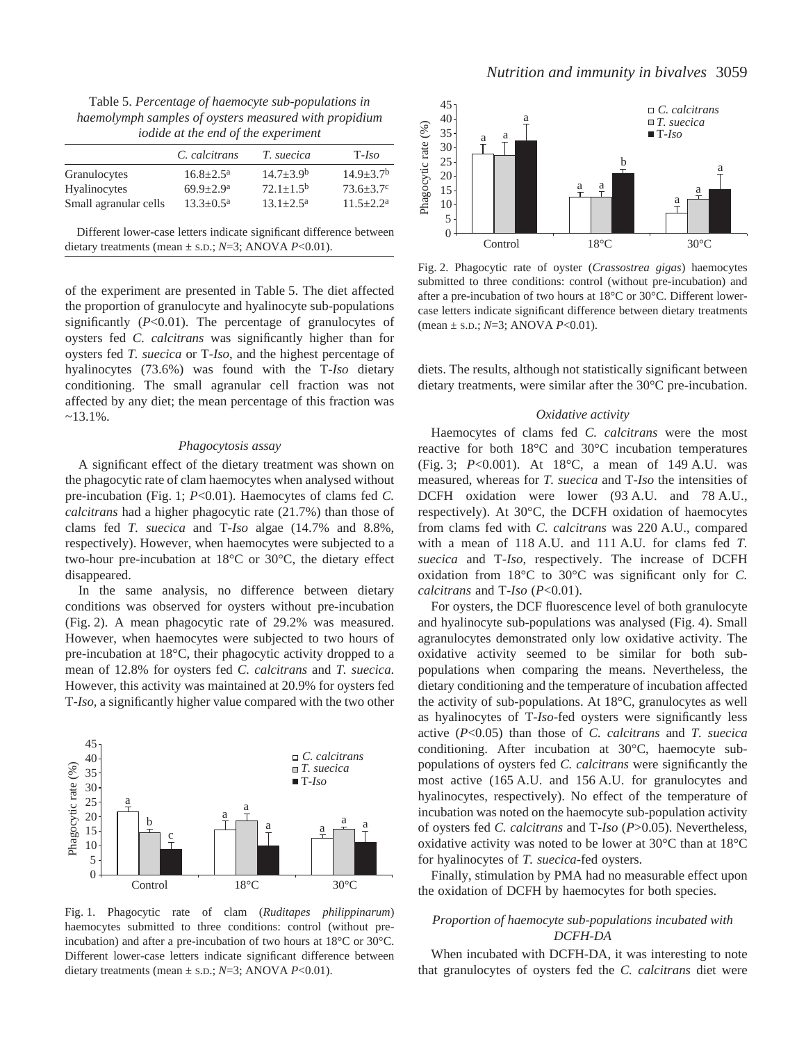Table 5. *Percentage of haemocyte sub-populations in haemolymph samples of oysters measured with propidium iodide at the end of the experiment*

| | *C. calcitrans* | *T. suecica* | T-*Iso* |
|---|---|---|---|
| Granulocytes | 16.8±2.5[a] | 14.7±3.9[b] | 14.9±3.7[b] |
| Hyalinocytes | 69.9±2.9[a] | 72.1±1.5[b] | 73.6±3.7[c] |
| Small agranular cells | 13.3±0.5[a] | 13.1±2.5[a] | 11.5±2.2[a] |

Different lower-case letters indicate significant difference between dietary treatments (mean ± S.D.; $N$=3; ANOVA $P$<0.01).

of the experiment are presented in Table 5. The diet affected the proportion of granulocyte and hyalinocyte sub-populations significantly ($P$<0.01). The percentage of granulocytes of oysters fed *C. calcitrans* was significantly higher than for oysters fed *T. suecica* or T-*Iso*, and the highest percentage of hyalinocytes (73.6%) was found with the T-*Iso* dietary conditioning. The small agranular cell fraction was not affected by any diet; the mean percentage of this fraction was ~13.1%.

### *Phagocytosis assay*

A significant effect of the dietary treatment was shown on the phagocytic rate of clam haemocytes when analysed without pre-incubation (Fig. 1; $P$<0.01). Haemocytes of clams fed *C. calcitrans* had a higher phagocytic rate (21.7%) than those of clams fed *T. suecica* and T-*Iso* algae (14.7% and 8.8%, respectively). However, when haemocytes were subjected to a two-hour pre-incubation at 18°C or 30°C, the dietary effect disappeared.

In the same analysis, no difference between dietary conditions was observed for oysters without pre-incubation (Fig. 2). A mean phagocytic rate of 29.2% was measured. However, when haemocytes were subjected to two hours of pre-incubation at 18°C, their phagocytic activity dropped to a mean of 12.8% for oysters fed *C. calcitrans* and *T. suecica*. However, this activity was maintained at 20.9% for oysters fed T-*Iso*, a significantly higher value compared with the two other diets. The results, although not statistically significant between dietary treatments, were similar after the 30°C pre-incubation.

Fig. 1. Phagocytic rate of clam (*Ruditapes philippinarum*) haemocytes submitted to three conditions: control (without pre-incubation) and after a pre-incubation of two hours at 18°C or 30°C. Different lower-case letters indicate significant difference between dietary treatments (mean ± S.D.; $N$=3; ANOVA $P$<0.01).

Fig. 2. Phagocytic rate of oyster (*Crassostrea gigas*) haemocytes submitted to three conditions: control (without pre-incubation) and after a pre-incubation of two hours at 18°C or 30°C. Different lower-case letters indicate significant difference between dietary treatments (mean ± S.D.; $N$=3; ANOVA $P$<0.01).

### *Oxidative activity*

Haemocytes of clams fed *C. calcitrans* were the most reactive for both 18°C and 30°C incubation temperatures (Fig. 3; $P$<0.001). At 18°C, a mean of 149 A.U. was measured, whereas for *T. suecica* and T-*Iso* the intensities of DCFH oxidation were lower (93 A.U. and 78 A.U., respectively). At 30°C, the DCFH oxidation of haemocytes from clams fed with *C. calcitrans* was 220 A.U., compared with a mean of 118 A.U. and 111 A.U. for clams fed *T. suecica* and T-*Iso*, respectively. The increase of DCFH oxidation from 18°C to 30°C was significant only for *C. calcitrans* and T-*Iso* ($P$<0.01).

For oysters, the DCF fluorescence level of both granulocyte and hyalinocyte sub-populations was analysed (Fig. 4). Small agranulocytes demonstrated only low oxidative activity. The oxidative activity seemed to be similar for both sub-populations when comparing the means. Nevertheless, the dietary conditioning and the temperature of incubation affected the activity of sub-populations. At 18°C, granulocytes as well as hyalinocytes of T-*Iso*-fed oysters were significantly less active ($P$<0.05) than those of *C. calcitrans* and *T. suecica* conditioning. After incubation at 30°C, haemocyte sub-populations of oysters fed *C. calcitrans* were significantly the most active (165 A.U. and 156 A.U. for granulocytes and hyalinocytes, respectively). No effect of the temperature of incubation was noted on the haemocyte sub-population activity of oysters fed *C. calcitrans* and T-*Iso* ($P$>0.05). Nevertheless, oxidative activity was noted to be lower at 30°C than at 18°C for hyalinocytes of *T. suecica*-fed oysters.

Finally, stimulation by PMA had no measurable effect upon the oxidation of DCFH by haemocytes for both species.

### *Proportion of haemocyte sub-populations incubated with DCFH-DA*

When incubated with DCFH-DA, it was interesting to note that granulocytes of oysters fed the *C. calcitrans* diet were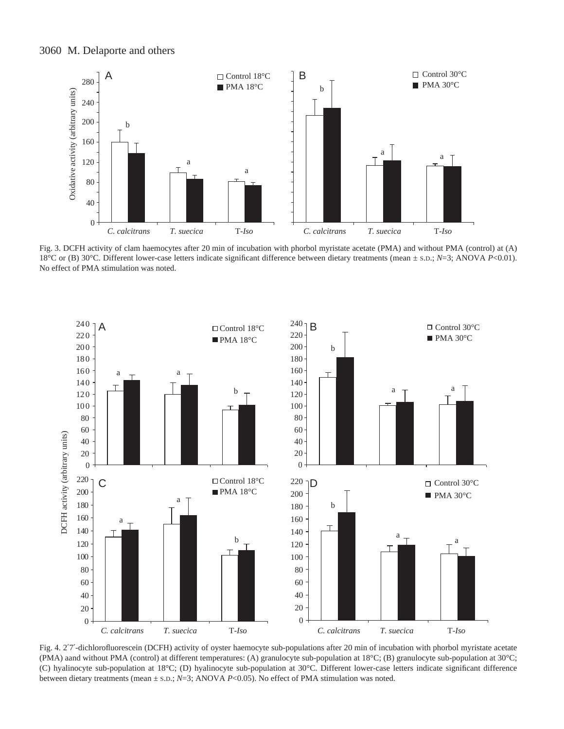Fig. 3. DCFH activity of clam haemocytes after 20 min of incubation with phorbol myristate acetate (PMA) and without PMA (control) at (A) 18°C or (B) 30°C. Different lower-case letters indicate significant difference between dietary treatments (mean ± S.D.; *N*=3; ANOVA *P*<0.01). No effect of PMA stimulation was noted.

Fig. 4. 2′7′-dichlorofluorescein (DCFH) activity of oyster haemocyte sub-populations after 20 min of incubation with phorbol myristate acetate (PMA) aand without PMA (control) at different temperatures: (A) granulocyte sub-population at 18°C; (B) granulocyte sub-population at 30°C; (C) hyalinocyte sub-population at 18°C; (D) hyalinocyte sub-population at 30°C. Different lower-case letters indicate significant difference between dietary treatments (mean ± S.D.; *N*=3; ANOVA *P*<0.05). No effect of PMA stimulation was noted.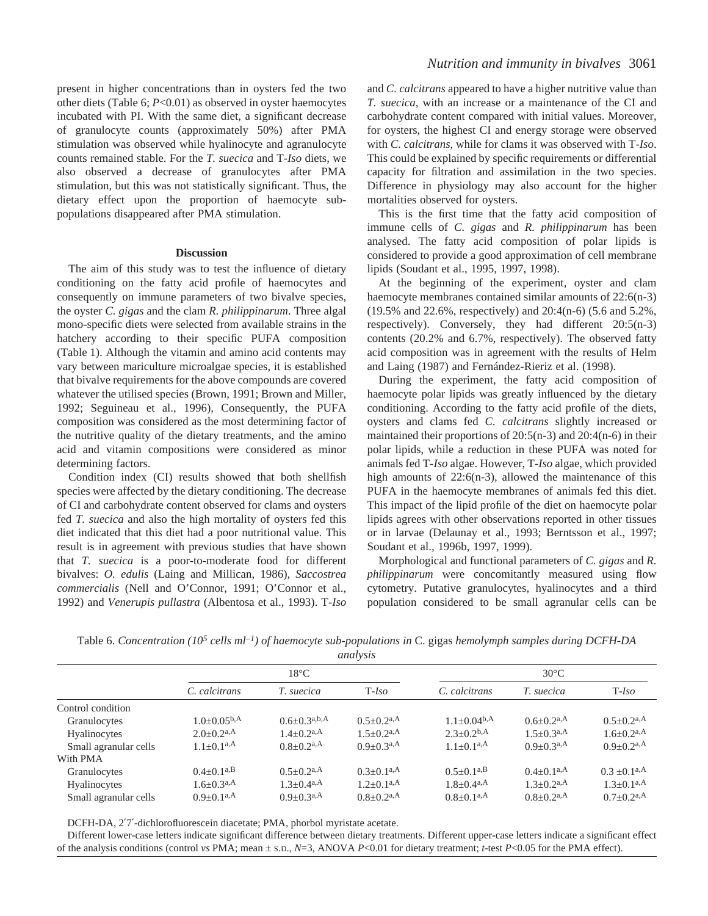present in higher concentrations than in oysters fed the two other diets (Table 6; $P<0.01$) as observed in oyster haemocytes incubated with PI. With the same diet, a significant decrease of granulocyte counts (approximately 50%) after PMA stimulation was observed while hyalinocyte and agranulocyte counts remained stable. For the *T. suecica* and T-*Iso* diets, we also observed a decrease of granulocytes after PMA stimulation, but this was not statistically significant. Thus, the dietary effect upon the proportion of haemocyte sub-populations disappeared after PMA stimulation.

## Discussion

The aim of this study was to test the influence of dietary conditioning on the fatty acid profile of haemocytes and consequently on immune parameters of two bivalve species, the oyster *C. gigas* and the clam *R. philippinarum*. Three algal mono-specific diets were selected from available strains in the hatchery according to their specific PUFA composition (Table 1). Although the vitamin and amino acid contents may vary between mariculture microalgae species, it is established that bivalve requirements for the above compounds are covered whatever the utilised species (Brown, 1991; Brown and Miller, 1992; Seguineau et al., 1996), Consequently, the PUFA composition was considered as the most determining factor of the nutritive quality of the dietary treatments, and the amino acid and vitamin compositions were considered as minor determining factors.

Condition index (CI) results showed that both shellfish species were affected by the dietary conditioning. The decrease of CI and carbohydrate content observed for clams and oysters fed *T. suecica* and also the high mortality of oysters fed this diet indicated that this diet had a poor nutritional value. This result is in agreement with previous studies that have shown that *T. suecica* is a poor-to-moderate food for different bivalves: *O. edulis* (Laing and Millican, 1986), *Saccostrea commercialis* (Nell and O'Connor, 1991; O'Connor et al., 1992) and *Venerupis pullastra* (Albentosa et al., 1993). T-*Iso* and *C. calcitrans* appeared to have a higher nutritive value than *T. suecica*, with an increase or a maintenance of the CI and carbohydrate content compared with initial values. Moreover, for oysters, the highest CI and energy storage were observed with *C. calcitrans*, while for clams it was observed with T-*Iso*. This could be explained by specific requirements or differential capacity for filtration and assimilation in the two species. Difference in physiology may also account for the higher mortalities observed for oysters.

This is the first time that the fatty acid composition of immune cells of *C. gigas* and *R. philippinarum* has been analysed. The fatty acid composition of polar lipids is considered to provide a good approximation of cell membrane lipids (Soudant et al., 1995, 1997, 1998).

At the beginning of the experiment, oyster and clam haemocyte membranes contained similar amounts of 22:6(n-3) (19.5% and 22.6%, respectively) and 20:4(n-6) (5.6 and 5.2%, respectively). Conversely, they had different 20:5(n-3) contents (20.2% and 6.7%, respectively). The observed fatty acid composition was in agreement with the results of Helm and Laing (1987) and Fernández-Rieriz et al. (1998).

During the experiment, the fatty acid composition of haemocyte polar lipids was greatly influenced by the dietary conditioning. According to the fatty acid profile of the diets, oysters and clams fed *C. calcitrans* slightly increased or maintained their proportions of 20:5(n-3) and 20:4(n-6) in their polar lipids, while a reduction in these PUFA was noted for animals fed T-*Iso* algae. However, T-*Iso* algae, which provided high amounts of 22:6(n-3), allowed the maintenance of this PUFA in the haemocyte membranes of animals fed this diet. This impact of the lipid profile of the diet on haemocyte polar lipids agrees with other observations reported in other tissues or in larvae (Delaunay et al., 1993; Berntsson et al., 1997; Soudant et al., 1996b, 1997, 1999).

Morphological and functional parameters of *C. gigas* and *R. philippinarum* were concomitantly measured using flow cytometry. Putative granulocytes, hyalinocytes and a third population considered to be small agranular cells can be

Table 6. *Concentration ($10^5$ cells $ml^{-1}$) of haemocyte sub-populations in* C. gigas *hemolymph samples during DCFH-DA analysis*

| | 18°C | | | 30°C | | |
|---|---|---|---|---|---|---|
| | *C. calcitrans* | *T. suecica* | T-*Iso* | *C. calcitrans* | *T. suecica* | T-*Iso* |
| Control condition | | | | | | |
| Granulocytes | $1.0±0.05^{b,A}$ | $0.6±0.3^{a,b,A}$ | $0.5±0.2^{a,A}$ | $1.1±0.04^{b,A}$ | $0.6±0.2^{a,A}$ | $0.5±0.2^{a,A}$ |
| Hyalinocytes | $2.0±0.2^{a,A}$ | $1.4±0.2^{a,A}$ | $1.5±0.2^{a,A}$ | $2.3±0.2^{b,A}$ | $1.5±0.3^{a,A}$ | $1.6±0.2^{a,A}$ |
| Small agranular cells | $1.1±0.1^{a,A}$ | $0.8±0.2^{a,A}$ | $0.9±0.3^{a,A}$ | $1.1±0.1^{a,A}$ | $0.9±0.3^{a,A}$ | $0.9±0.2^{a,A}$ |
| With PMA | | | | | | |
| Granulocytes | $0.4±0.1^{a,B}$ | $0.5±0.2^{a,A}$ | $0.3±0.1^{a,A}$ | $0.5±0.1^{a,B}$ | $0.4±0.1^{a,A}$ | $0.3±0.1^{a,A}$ |
| Hyalinocytes | $1.6±0.3^{a,A}$ | $1.3±0.4^{a,A}$ | $1.2±0.1^{a,A}$ | $1.8±0.4^{a,A}$ | $1.3±0.2^{a,A}$ | $1.3±0.1^{a,A}$ |
| Small agranular cells | $0.9±0.1^{a,A}$ | $0.9±0.3^{a,A}$ | $0.8±0.2^{a,A}$ | $0.8±0.1^{a,A}$ | $0.8±0.2^{a,A}$ | $0.7±0.2^{a,A}$ |

DCFH-DA, 2′7′-dichlorofluorescein diacetate; PMA, phorbol myristate acetate.

Different lower-case letters indicate significant difference between dietary treatments. Different upper-case letters indicate a significant effect of the analysis conditions (control *vs* PMA; mean ± S.D., $N=3$, ANOVA $P<0.01$ for dietary treatment; *t*-test $P<0.05$ for the PMA effect).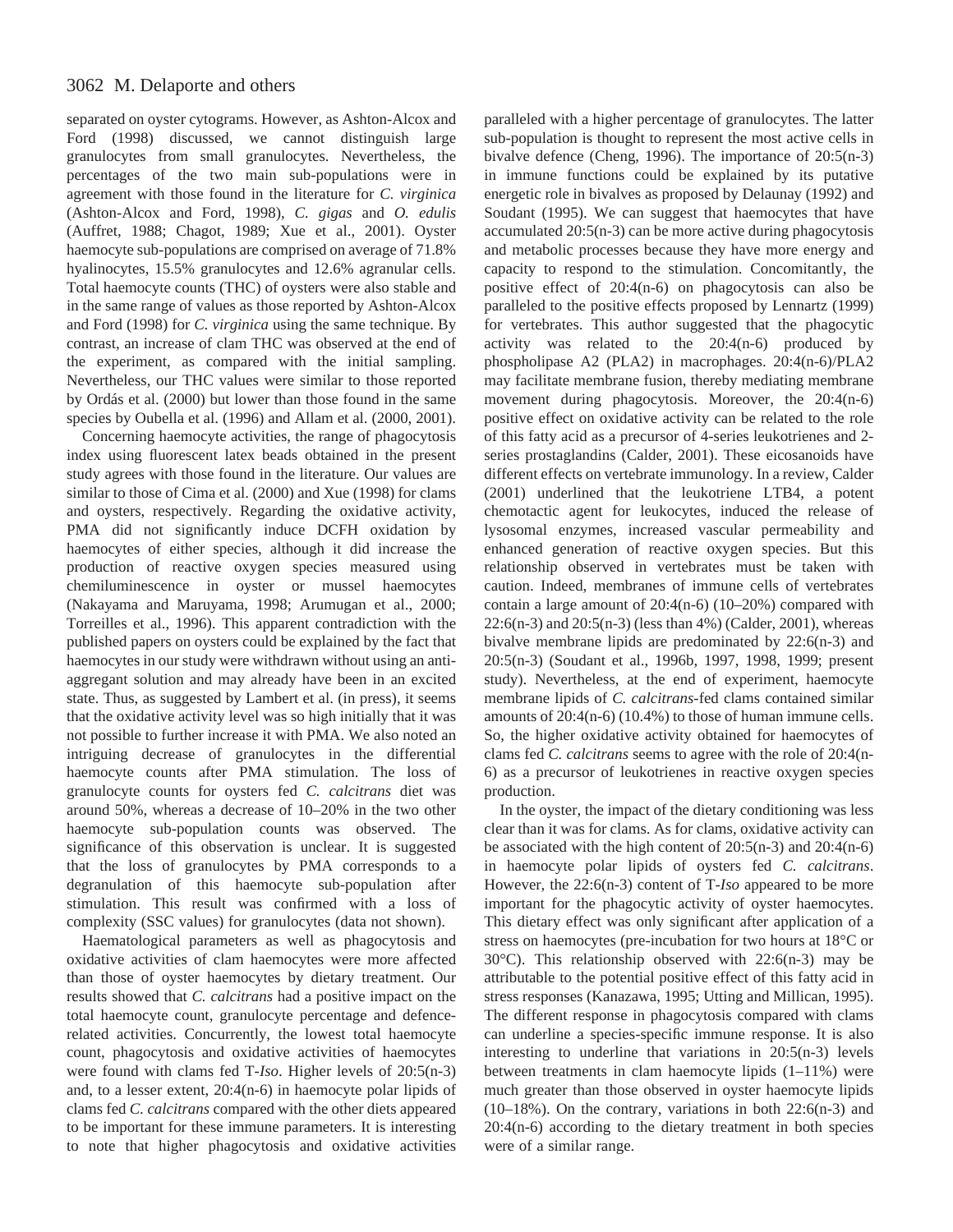separated on oyster cytograms. However, as Ashton-Alcox and Ford (1998) discussed, we cannot distinguish large granulocytes from small granulocytes. Nevertheless, the percentages of the two main sub-populations were in agreement with those found in the literature for *C. virginica* (Ashton-Alcox and Ford, 1998), *C. gigas* and *O. edulis* (Auffret, 1988; Chagot, 1989; Xue et al., 2001). Oyster haemocyte sub-populations are comprised on average of 71.8% hyalinocytes, 15.5% granulocytes and 12.6% agranular cells. Total haemocyte counts (THC) of oysters were also stable and in the same range of values as those reported by Ashton-Alcox and Ford (1998) for *C. virginica* using the same technique. By contrast, an increase of clam THC was observed at the end of the experiment, as compared with the initial sampling. Nevertheless, our THC values were similar to those reported by Ordás et al. (2000) but lower than those found in the same species by Oubella et al. (1996) and Allam et al. (2000, 2001).

Concerning haemocyte activities, the range of phagocytosis index using fluorescent latex beads obtained in the present study agrees with those found in the literature. Our values are similar to those of Cima et al. (2000) and Xue (1998) for clams and oysters, respectively. Regarding the oxidative activity, PMA did not significantly induce DCFH oxidation by haemocytes of either species, although it did increase the production of reactive oxygen species measured using chemiluminescence in oyster or mussel haemocytes (Nakayama and Maruyama, 1998; Arumugan et al., 2000; Torreilles et al., 1996). This apparent contradiction with the published papers on oysters could be explained by the fact that haemocytes in our study were withdrawn without using an anti-aggregant solution and may already have been in an excited state. Thus, as suggested by Lambert et al. (in press), it seems that the oxidative activity level was so high initially that it was not possible to further increase it with PMA. We also noted an intriguing decrease of granulocytes in the differential haemocyte counts after PMA stimulation. The loss of granulocyte counts for oysters fed *C. calcitrans* diet was around 50%, whereas a decrease of 10–20% in the two other haemocyte sub-population counts was observed. The significance of this observation is unclear. It is suggested that the loss of granulocytes by PMA corresponds to a degranulation of this haemocyte sub-population after stimulation. This result was confirmed with a loss of complexity (SSC values) for granulocytes (data not shown).

Haematological parameters as well as phagocytosis and oxidative activities of clam haemocytes were more affected than those of oyster haemocytes by dietary treatment. Our results showed that *C. calcitrans* had a positive impact on the total haemocyte count, granulocyte percentage and defence-related activities. Concurrently, the lowest total haemocyte count, phagocytosis and oxidative activities of haemocytes were found with clams fed T-*Iso*. Higher levels of 20:5(n-3) and, to a lesser extent, 20:4(n-6) in haemocyte polar lipids of clams fed *C. calcitrans* compared with the other diets appeared to be important for these immune parameters. It is interesting to note that higher phagocytosis and oxidative activities paralleled with a higher percentage of granulocytes. The latter sub-population is thought to represent the most active cells in bivalve defence (Cheng, 1996). The importance of 20:5(n-3) in immune functions could be explained by its putative energetic role in bivalves as proposed by Delaunay (1992) and Soudant (1995). We can suggest that haemocytes that have accumulated 20:5(n-3) can be more active during phagocytosis and metabolic processes because they have more energy and capacity to respond to the stimulation. Concomitantly, the positive effect of 20:4(n-6) on phagocytosis can also be paralleled to the positive effects proposed by Lennartz (1999) for vertebrates. This author suggested that the phagocytic activity was related to the 20:4(n-6) produced by phospholipase A2 (PLA2) in macrophages. 20:4(n-6)/PLA2 may facilitate membrane fusion, thereby mediating membrane movement during phagocytosis. Moreover, the 20:4(n-6) positive effect on oxidative activity can be related to the role of this fatty acid as a precursor of 4-series leukotrienes and 2-series prostaglandins (Calder, 2001). These eicosanoids have different effects on vertebrate immunology. In a review, Calder (2001) underlined that the leukotriene LTB4, a potent chemotactic agent for leukocytes, induced the release of lysosomal enzymes, increased vascular permeability and enhanced generation of reactive oxygen species. But this relationship observed in vertebrates must be taken with caution. Indeed, membranes of immune cells of vertebrates contain a large amount of 20:4(n-6) (10–20%) compared with 22:6(n-3) and 20:5(n-3) (less than 4%) (Calder, 2001), whereas bivalve membrane lipids are predominated by 22:6(n-3) and 20:5(n-3) (Soudant et al., 1996b, 1997, 1998, 1999; present study). Nevertheless, at the end of experiment, haemocyte membrane lipids of *C. calcitrans*-fed clams contained similar amounts of 20:4(n-6) (10.4%) to those of human immune cells. So, the higher oxidative activity obtained for haemocytes of clams fed *C. calcitrans* seems to agree with the role of 20:4(n-6) as a precursor of leukotrienes in reactive oxygen species production.

In the oyster, the impact of the dietary conditioning was less clear than it was for clams. As for clams, oxidative activity can be associated with the high content of 20:5(n-3) and 20:4(n-6) in haemocyte polar lipids of oysters fed *C. calcitrans*. However, the 22:6(n-3) content of T-*Iso* appeared to be more important for the phagocytic activity of oyster haemocytes. This dietary effect was only significant after application of a stress on haemocytes (pre-incubation for two hours at 18°C or 30°C). This relationship observed with 22:6(n-3) may be attributable to the potential positive effect of this fatty acid in stress responses (Kanazawa, 1995; Utting and Millican, 1995). The different response in phagocytosis compared with clams can underline a species-specific immune response. It is also interesting to underline that variations in 20:5(n-3) levels between treatments in clam haemocyte lipids (1–11%) were much greater than those observed in oyster haemocyte lipids (10–18%). On the contrary, variations in both 22:6(n-3) and 20:4(n-6) according to the dietary treatment in both species were of a similar range.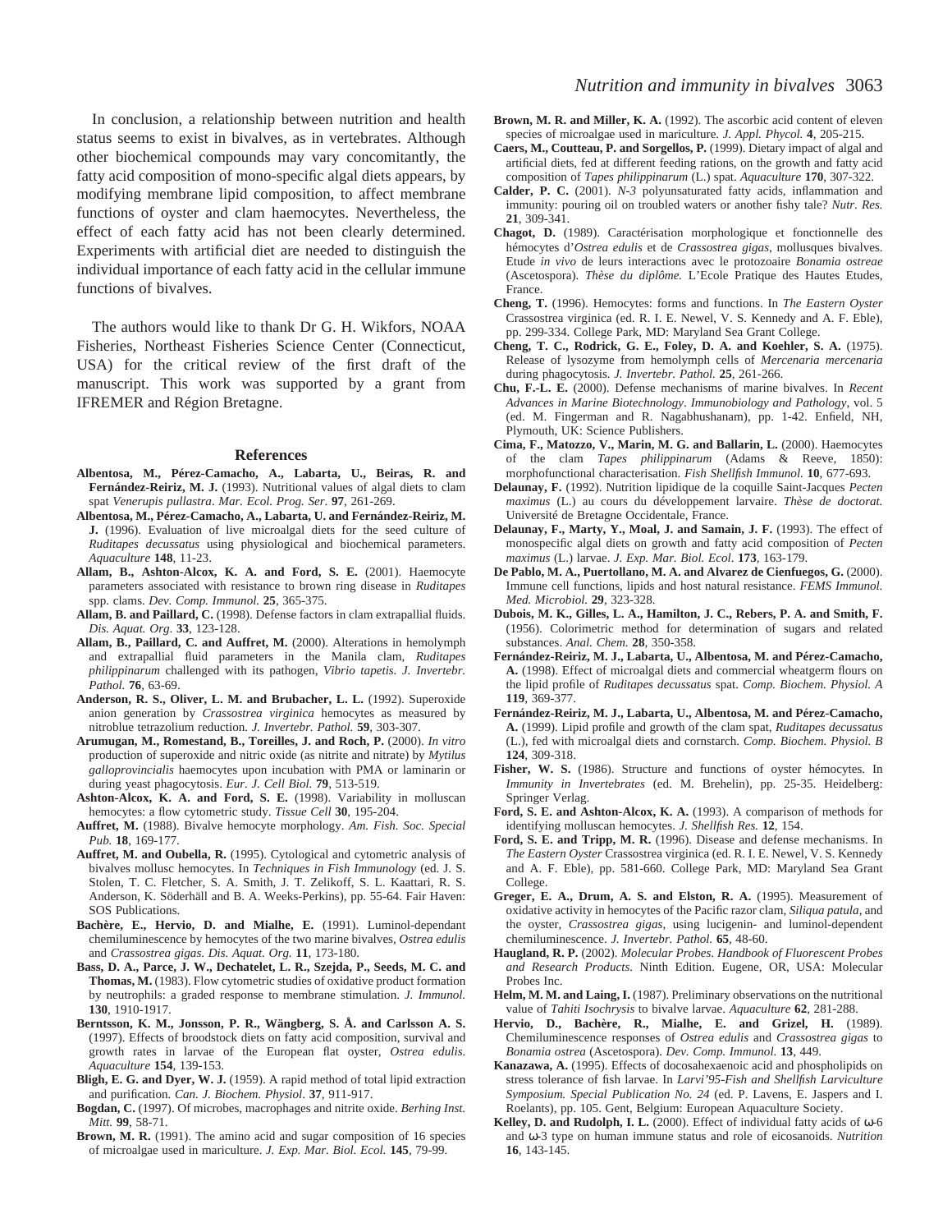In conclusion, a relationship between nutrition and health status seems to exist in bivalves, as in vertebrates. Although other biochemical compounds may vary concomitantly, the fatty acid composition of mono-specific algal diets appears, by modifying membrane lipid composition, to affect membrane functions of oyster and clam haemocytes. Nevertheless, the effect of each fatty acid has not been clearly determined. Experiments with artificial diet are needed to distinguish the individual importance of each fatty acid in the cellular immune functions of bivalves.

The authors would like to thank Dr G. H. Wikfors, NOAA Fisheries, Northeast Fisheries Science Center (Connecticut, USA) for the critical review of the first draft of the manuscript. This work was supported by a grant from IFREMER and Région Bretagne.

## References

**Albentosa, M., Pérez-Camacho, A., Labarta, U., Beiras, R. and Fernández-Reiriz, M. J.** (1993). Nutritional values of algal diets to clam spat *Venerupis pullastra*. *Mar. Ecol. Prog. Ser.* **97**, 261-269.

**Albentosa, M., Pérez-Camacho, A., Labarta, U. and Fernández-Reiriz, M. J.** (1996). Evaluation of live microalgal diets for the seed culture of *Ruditapes decussatus* using physiological and biochemical parameters. *Aquaculture* **148**, 11-23.

**Allam, B., Ashton-Alcox, K. A. and Ford, S. E.** (2001). Haemocyte parameters associated with resistance to brown ring disease in *Ruditapes* spp. clams. *Dev. Comp. Immunol.* **25**, 365-375.

**Allam, B. and Paillard, C.** (1998). Defense factors in clam extrapallial fluids. *Dis. Aquat. Org.* **33**, 123-128.

**Allam, B., Paillard, C. and Auffret, M.** (2000). Alterations in hemolymph and extrapallial fluid parameters in the Manila clam, *Ruditapes philippinarum* challenged with its pathogen, *Vibrio tapetis*. *J. Invertebr. Pathol.* **76**, 63-69.

**Anderson, R. S., Oliver, L. M. and Brubacher, L. L.** (1992). Superoxide anion generation by *Crassostrea virginica* hemocytes as measured by nitroblue tetrazolium reduction. *J. Invertebr. Pathol.* **59**, 303-307.

**Arumugan, M., Romestand, B., Toreilles, J. and Roch, P.** (2000). *In vitro* production of superoxide and nitric oxide (as nitrite and nitrate) by *Mytilus galloprovincialis* haemocytes upon incubation with PMA or laminarin or during yeast phagocytosis. *Eur. J. Cell Biol.* **79**, 513-519.

**Ashton-Alcox, K. A. and Ford, S. E.** (1998). Variability in molluscan hemocytes: a flow cytometric study. *Tissue Cell* **30**, 195-204.

**Auffret, M.** (1988). Bivalve hemocyte morphology. *Am. Fish. Soc. Special Pub.* **18**, 169-177.

**Auffret, M. and Oubella, R.** (1995). Cytological and cytometric analysis of bivalves mollusc hemocytes. In *Techniques in Fish Immunology* (ed. J. S. Stolen, T. C. Fletcher, S. A. Smith, J. T. Zelikoff, S. L. Kaattari, R. S. Anderson, K. Söderhäll and B. A. Weeks-Perkins), pp. 55-64. Fair Haven: SOS Publications.

**Bachère, E., Hervio, D. and Mialhe, E.** (1991). Luminol-dependant chemiluminescence by hemocytes of the two marine bivalves, *Ostrea edulis* and *Crassostrea gigas*. *Dis. Aquat. Org.* **11**, 173-180.

**Bass, D. A., Parce, J. W., Dechatelet, L. R., Szejda, P., Seeds, M. C. and Thomas, M.** (1983). Flow cytometric studies of oxidative product formation by neutrophils: a graded response to membrane stimulation. *J. Immunol.* **130**, 1910-1917.

**Berntsson, K. M., Jonsson, P. R., Wängberg, S. Å. and Carlsson A. S.** (1997). Effects of broodstock diets on fatty acid composition, survival and growth rates in larvae of the European flat oyster, *Ostrea edulis*. *Aquaculture* **154**, 139-153.

**Bligh, E. G. and Dyer, W. J.** (1959). A rapid method of total lipid extraction and purification. *Can. J. Biochem. Physiol.* **37**, 911-917.

**Bogdan, C.** (1997). Of microbes, macrophages and nitrite oxide. *Berhing Inst. Mitt.* **99**, 58-71.

**Brown, M. R.** (1991). The amino acid and sugar composition of 16 species of microalgae used in mariculture. *J. Exp. Mar. Biol. Ecol.* **145**, 79-99.

**Brown, M. R. and Miller, K. A.** (1992). The ascorbic acid content of eleven species of microalgae used in mariculture. *J. Appl. Phycol.* **4**, 205-215.

**Caers, M., Coutteau, P. and Sorgellos, P.** (1999). Dietary impact of algal and artificial diets, fed at different feeding rations, on the growth and fatty acid composition of *Tapes philippinarum* (L.) spat. *Aquaculture* **170**, 307-322.

**Calder, P. C.** (2001). *N-3* polyunsaturated fatty acids, inflammation and immunity: pouring oil on troubled waters or another fishy tale? *Nutr. Res.* **21**, 309-341.

**Chagot, D.** (1989). Caractérisation morphologique et fonctionnelle des hémocytes d'*Ostrea edulis* et de *Crassostrea gigas*, mollusques bivalves. Etude *in vivo* de leurs interactions avec le protozoaire *Bonamia ostreae* (Ascetospora). *Thèse du diplôme.* L'Ecole Pratique des Hautes Etudes, France.

**Cheng, T.** (1996). Hemocytes: forms and functions. In *The Eastern Oyster* Crassostrea virginica (ed. R. I. E. Newel, V. S. Kennedy and A. F. Eble), pp. 299-334. College Park, MD: Maryland Sea Grant College.

**Cheng, T. C., Rodrick, G. E., Foley, D. A. and Koehler, S. A.** (1975). Release of lysozyme from hemolymph cells of *Mercenaria mercenaria* during phagocytosis. *J. Invertebr. Pathol.* **25**, 261-266.

**Chu, F.-L. E.** (2000). Defense mechanisms of marine bivalves. In *Recent Advances in Marine Biotechnology*. *Immunobiology and Pathology*, vol. 5 (ed. M. Fingerman and R. Nagabhushanam), pp. 1-42. Enfield, NH, Plymouth, UK: Science Publishers.

**Cima, F., Matozzo, V., Marin, M. G. and Ballarin, L.** (2000). Haemocytes of the clam *Tapes philippinarum* (Adams & Reeve, 1850): morphofunctional characterisation. *Fish Shellfish Immunol.* **10**, 677-693.

**Delaunay, F.** (1992). Nutrition lipidique de la coquille Saint-Jacques *Pecten maximus* (L.) au cours du développement larvaire. *Thèse de doctorat.* Université de Bretagne Occidentale, France.

**Delaunay, F., Marty, Y., Moal, J. and Samain, J. F.** (1993). The effect of monospecific algal diets on growth and fatty acid composition of *Pecten maximus* (L.) larvae. *J. Exp. Mar. Biol. Ecol*. **173**, 163-179.

**De Pablo, M. A., Puertollano, M. A. and Alvarez de Cienfuegos, G.** (2000). Immune cell functions, lipids and host natural resistance. *FEMS Immunol. Med. Microbiol.* **29**, 323-328.

**Dubois, M. K., Gilles, L. A., Hamilton, J. C., Rebers, P. A. and Smith, F.** (1956). Colorimetric method for determination of sugars and related substances. *Anal. Chem.* **28**, 350-358.

**Fernández-Reiriz, M. J., Labarta, U., Albentosa, M. and Pérez-Camacho, A.** (1998). Effect of microalgal diets and commercial wheatgerm flours on the lipid profile of *Ruditapes decussatus* spat. *Comp. Biochem. Physiol. A* **119**, 369-377.

**Fernández-Reiriz, M. J., Labarta, U., Albentosa, M. and Pérez-Camacho, A.** (1999). Lipid profile and growth of the clam spat, *Ruditapes decussatus* (L.), fed with microalgal diets and cornstarch. *Comp. Biochem. Physiol. B* **124**, 309-318.

**Fisher, W. S.** (1986). Structure and functions of oyster hémocytes. In *Immunity in Invertebrates* (ed. M. Brehelin), pp. 25-35. Heidelberg: Springer Verlag.

**Ford, S. E. and Ashton-Alcox, K. A.** (1993). A comparison of methods for identifying molluscan hemocytes. *J. Shellfish Res.* **12**, 154.

**Ford, S. E. and Tripp, M. R.** (1996). Disease and defense mechanisms. In *The Eastern Oyster* Crassostrea virginica (ed. R. I. E. Newel, V. S. Kennedy and A. F. Eble), pp. 581-660. College Park, MD: Maryland Sea Grant College.

**Greger, E. A., Drum, A. S. and Elston, R. A.** (1995). Measurement of oxidative activity in hemocytes of the Pacific razor clam, *Siliqua patula*, and the oyster, *Crassostrea gigas*, using lucigenin- and luminol-dependent chemiluminescence. *J. Invertebr. Pathol.* **65**, 48-60.

**Haugland, R. P.** (2002). *Molecular Probes*. *Handbook of Fluorescent Probes and Research Products*. Ninth Edition. Eugene, OR, USA: Molecular Probes Inc.

**Helm, M. M. and Laing, I.** (1987). Preliminary observations on the nutritional value of *Tahiti Isochrysis* to bivalve larvae. *Aquaculture* **62**, 281-288.

**Hervio, D., Bachère, R., Mialhe, E. and Grizel, H.** (1989). Chemiluminescence responses of *Ostrea edulis* and *Crassostrea gigas* to *Bonamia ostrea* (Ascetospora). *Dev. Comp. Immunol.* **13**, 449.

**Kanazawa, A.** (1995). Effects of docosahexaenoic acid and phospholipids on stress tolerance of fish larvae. In *Larvi'95-Fish and Shellfish Larviculture Symposium. Special Publication No. 24* (ed. P. Lavens, E. Jaspers and I. Roelants), pp. 105. Gent, Belgium: European Aquaculture Society.

**Kelley, D. and Rudolph, I. L.** (2000). Effect of individual fatty acids of ω-6 and ω-3 type on human immune status and role of eicosanoids. *Nutrition* **16**, 143-145.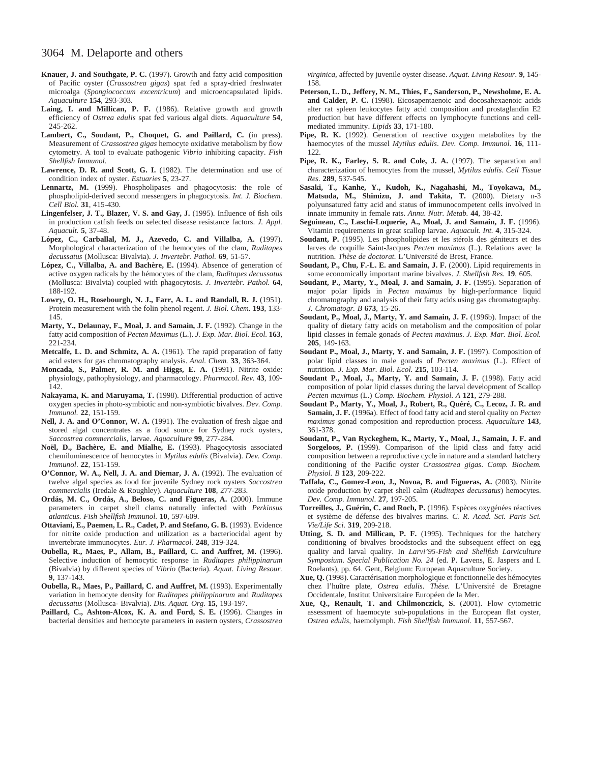**Knauer, J. and Southgate, P. C.** (1997). Growth and fatty acid composition of Pacific oyster (*Crassostrea gigas*) spat fed a spray-dried freshwater microalga (*Spongiococcum excentricum*) and microencapsulated lipids. *Aquaculture* **154**, 293-303.

**Laing, I. and Millican, P. F.** (1986). Relative growth and growth efficiency of *Ostrea edulis* spat fed various algal diets. *Aquaculture* **54**, 245-262.

**Lambert, C., Soudant, P., Choquet, G. and Paillard, C.** (in press). Measurement of *Crassostrea gigas* hemocyte oxidative metabolism by flow cytometry. A tool to evaluate pathogenic *Vibrio* inhibiting capacity. *Fish Shellfish Immunol.*

**Lawrence, D. R. and Scott, G. I.** (1982). The determination and use of condition index of oyster. *Estuaries* **5**, 23-27.

**Lennartz, M.** (1999). Phospholipases and phagocytosis: the role of phospholipid-derived second messengers in phagocytosis. *Int. J. Biochem. Cell Biol.* **31**, 415-430.

**Lingenfelser, J. T., Blazer, V. S. and Gay, J.** (1995). Influence of fish oils in production catfish feeds on selected disease resistance factors. *J. Appl. Aquacult.* **5**, 37-48.

**López, C., Carballal, M. J., Azevedo, C. and Villalba, A.** (1997). Morphological characterization of the hemocytes of the clam, *Ruditapes decussatus* (Mollusca: Bivalvia). *J. Invertebr. Pathol.* **69**, 51-57.

**López, C., Villalba, A. and Bachère, E.** (1994). Absence of generation of active oxygen radicals by the hémocytes of the clam, *Ruditapes decussatus* (Mollusca: Bivalvia) coupled with phagocytosis. *J. Invertebr. Pathol.* **64**, 188-192.

**Lowry, O. H., Rosebourgh, N. J., Farr, A. L. and Randall, R. J.** (1951). Protein measurement with the folin phenol regent. *J. Biol. Chem.* **193**, 133-145.

**Marty, Y., Delaunay, F., Moal, J. and Samain, J. F.** (1992). Change in the fatty acid composition of *Pecten Maximus* (L.). *J. Exp. Mar. Biol. Ecol.* **163**, 221-234.

**Metcalfe, L. D. and Schmitz, A. A.** (1961). The rapid preparation of fatty acid esters for gas chromatography analysis. *Anal. Chem.* **33**, 363-364.

**Moncada, S., Palmer, R. M. and Higgs, E. A.** (1991). Nitrite oxide: physiology, pathophysiology, and pharmacology. *Pharmacol. Rev.* **43**, 109-142.

**Nakayama, K. and Maruyama, T.** (1998). Differential production of active oxygen species in photo-symbiotic and non-symbiotic bivalves. *Dev. Comp. Immunol.* **22**, 151-159.

**Nell, J. A. and O'Connor, W. A.** (1991). The evaluation of fresh algae and stored algal concentrates as a food source for Sydney rock oysters, *Saccostrea commercialis*, larvae. *Aquaculture* **99**, 277-284.

**Noël, D., Bachère, E. and Mialhe, E.** (1993). Phagocytosis associated chemiluminescence of hemocytes in *Mytilus edulis* (Bivalvia). *Dev. Comp. Immunol.* **22**, 151-159.

**O'Connor, W. A., Nell, J. A. and Diemar, J. A.** (1992). The evaluation of twelve algal species as food for juvenile Sydney rock oysters *Saccostrea commercialis* (Iredale & Roughley). *Aquaculture* **108**, 277-283.

**Ordás, M. C., Ordás, A., Beloso, C. and Figueras, A.** (2000). Immune parameters in carpet shell clams naturally infected with *Perkinsus atlanticus*. *Fish Shellfish Immunol.* **10**, 597-609.

**Ottaviani, E., Paemen, L. R., Cadet, P. and Stefano, G. B.** (1993). Evidence for nitrite oxide production and utilization as a bacteriocidal agent by invertebrate immunocytes. *Eur. J. Pharmacol.* **248**, 319-324.

**Oubella, R., Maes, P., Allam, B., Paillard, C. and Auffret, M.** (1996). Selective induction of hemocytic response in *Ruditapes philippinarum* (Bivalvia) by different species of *Vibrio* (Bacteria). *Aquat. Living Resour.* **9**, 137-143.

**Oubella, R., Maes, P., Paillard, C. and Auffret, M.** (1993). Experimentally variation in hemocyte density for *Ruditapes philippinarum* and *Ruditapes decussatus* (Mollusca- Bivalvia). *Dis. Aquat. Org.* **15**, 193-197.

**Paillard, C., Ashton-Alcox, K. A. and Ford, S. E.** (1996). Changes in bacterial densities and hemocyte parameters in eastern oysters, *Crassostrea virginica*, affected by juvenile oyster disease. *Aquat. Living Resour.* **9**, 145-158.

**Peterson, L. D., Jeffery, N. M., Thies, F., Sanderson, P., Newsholme, E. A. and Calder, P. C.** (1998). Eicosapentaenoic and docosahexaenoic acids alter rat spleen leukocytes fatty acid composition and prostaglandin E2 production but have different effects on lymphocyte functions and cell-mediated immunity. *Lipids* **33**, 171-180.

**Pipe, R. K.** (1992). Generation of reactive oxygen metabolites by the haemocytes of the mussel *Mytilus edulis*. *Dev. Comp. Immunol.* **16**, 111-122.

**Pipe, R. K., Farley, S. R. and Cole, J. A.** (1997). The separation and characterization of hemocytes from the mussel, *Mytilus edulis*. *Cell Tissue Res.* **289**, 537-545.

**Sasaki, T., Kanhe, Y., Kudoh, K., Nagahashi, M., Toyokawa, M., Matsuda, M., Shimizu, J. and Takita, T.** (2000). Dietary n-3 polyunsaturated fatty acid and status of immunocompetent cells involved in innate immunity in female rats. *Annu. Nutr. Metab.* **44**, 38-42.

**Seguineau, C., Laschi-Loquerie, A., Moal, J. and Samain, J. F.** (1996). Vitamin requirements in great scallop larvae. *Aquacult. Int.* **4**, 315-324.

**Soudant, P.** (1995). Les phospholipides et les stérols des géniteurs et des larves de coquille Saint-Jacques *Pecten maximus* (L.). Relations avec la nutrition. *Thèse de doctorat.* L'Université de Brest, France.

**Soudant, P., Chu, F.-L. E. and Samain, J. F.** (2000). Lipid requirements in some economically important marine bivalves. *J. Shellfish Res.* **19**, 605.

**Soudant, P., Marty, Y., Moal, J. and Samain, J. F.** (1995). Separation of major polar lipids in *Pecten maximus* by high-performance liquid chromatography and analysis of their fatty acids using gas chromatography. *J. Chromatogr. B* **673**, 15-26.

**Soudant, P., Moal, J., Marty, Y. and Samain, J. F.** (1996b). Impact of the quality of dietary fatty acids on metabolism and the composition of polar lipid classes in female gonads of *Pecten maximus*. *J. Exp. Mar. Biol. Ecol.* **205**, 149-163.

**Soudant P., Moal, J., Marty, Y. and Samain, J. F.** (1997). Composition of polar lipid classes in male gonads of *Pecten maximus* (L.). Effect of nutrition. *J. Exp. Mar. Biol. Ecol.* **215**, 103-114.

**Soudant P., Moal, J., Marty, Y. and Samain, J. F.** (1998). Fatty acid composition of polar lipid classes during the larval development of Scallop *Pecten maximus* (L.) *Comp. Biochem. Physiol. A* **121**, 279-288.

**Soudant P., Marty, Y., Moal, J., Robert, R., Quéré, C., Lecoz, J. R. and Samain, J. F.** (1996a). Effect of food fatty acid and sterol quality on *Pecten maximus* gonad composition and reproduction process. *Aquaculture* **143**, 361-378.

**Soudant, P., Van Ryckeghem, K., Marty, Y., Moal, J., Samain, J. F. and Sorgeloos, P.** (1999). Comparison of the lipid class and fatty acid composition between a reproductive cycle in nature and a standard hatchery conditioning of the Pacific oyster *Crassostrea gigas*. *Comp. Biochem. Physiol. B* **123**, 209-222.

**Taffala, C., Gomez-Leon, J., Novoa, B. and Figueras, A.** (2003). Nitrite oxide production by carpet shell calm (*Ruditapes decussatus*) hemocytes. *Dev. Comp. Immunol.* **27**, 197-205.

**Torreilles, J., Guérin, C. and Roch, P.** (1996). Espèces oxygénées réactives et système de défense des bivalves marins. *C. R. Acad. Sci. Paris Sci. Vie/Life Sci.* **319**, 209-218.

**Utting, S. D. and Millican, P. F.** (1995). Techniques for the hatchery conditioning of bivalves broodstocks and the subsequent effect on egg quality and larval quality. In *Larvi'95-Fish and Shellfish Larviculture Symposium. Special Publication No. 24* (ed. P. Lavens, E. Jaspers and I. Roelants), pp. 64. Gent, Belgium: European Aquaculture Society.

**Xue, Q.** (1998). Caractérisation morphologique et fonctionnelle des hémocytes chez l'huître plate, *Ostrea edulis*. *Thèse.* L'Université de Bretagne Occidentale, Institut Universitaire Européen de la Mer.

**Xue, Q., Renault, T. and Chilmonczick, S.** (2001). Flow cytometric assessment of haemocyte sub-populations in the European flat oyster, *Ostrea edulis*, haemolymph. *Fish Shellfish Immunol.* **11**, 557-567.